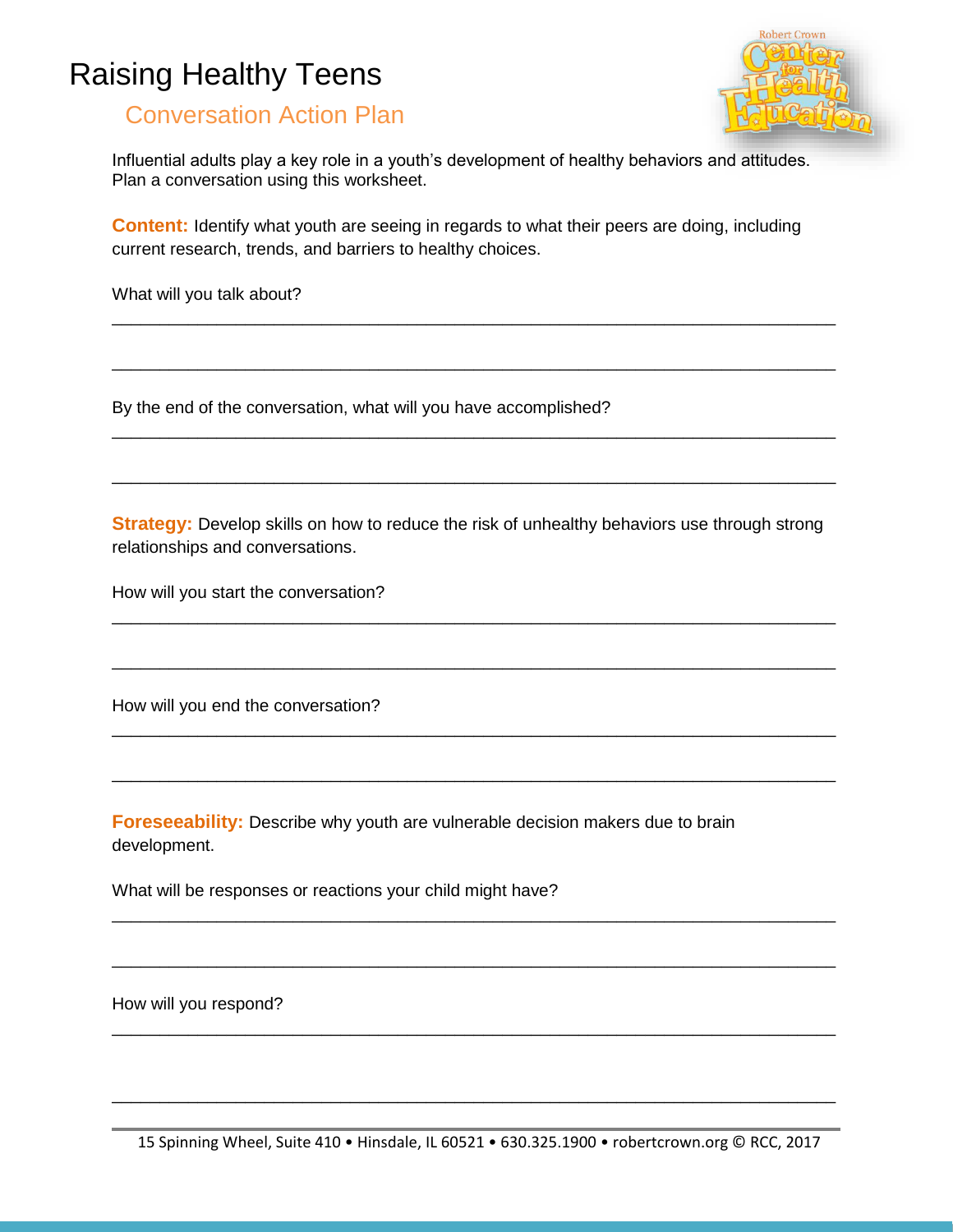# Raising Healthy Teens

## Conversation Action Plan

Influential adults play a key role in a youth's development of healthy behaviors and attitudes. Plan a conversation using this worksheet.

**Content:** Identify what youth are seeing in regards to what their peers are doing, including current research, trends, and barriers to healthy choices.

What will you talk about?

\_\_\_\_\_\_\_\_\_\_\_\_\_\_\_\_\_\_\_\_\_\_\_\_\_\_\_\_\_\_\_\_\_\_\_\_\_\_\_\_\_\_\_\_\_\_\_\_\_\_\_\_\_\_\_\_\_\_\_\_\_\_\_\_\_\_\_\_\_\_\_\_

\_\_\_\_\_\_\_\_\_\_\_\_\_\_\_\_\_\_\_\_\_\_\_\_\_\_\_\_\_\_\_\_\_\_\_\_\_\_\_\_\_\_\_\_\_\_\_\_\_\_\_\_\_\_\_\_\_\_\_\_\_\_\_\_\_\_\_\_\_\_\_\_

By the end of the conversation, what will you have accomplished?

\_\_\_\_\_\_\_\_\_\_\_\_\_\_\_\_\_\_\_\_\_\_\_\_\_\_\_\_\_\_\_\_\_\_\_\_\_\_\_\_\_\_\_\_\_\_\_\_\_\_\_\_\_\_\_\_\_\_\_\_\_\_\_\_\_\_\_\_\_\_\_\_

\_\_\_\_\_\_\_\_\_\_\_\_\_\_\_\_\_\_\_\_\_\_\_\_\_\_\_\_\_\_\_\_\_\_\_\_\_\_\_\_\_\_\_\_\_\_\_\_\_\_\_\_\_\_\_\_\_\_\_\_\_\_\_\_\_\_\_\_\_\_\_\_

**Strategy:** Develop skills on how to reduce the risk of unhealthy behaviors use through strong relationships and conversations.

How will you start the conversation?

\_\_\_\_\_\_\_\_\_\_\_\_\_\_\_\_\_\_\_\_\_\_\_\_\_\_\_\_\_\_\_\_\_\_\_\_\_\_\_\_\_\_\_\_\_\_\_\_\_\_\_\_\_\_\_\_\_\_\_\_\_\_\_\_\_\_\_\_\_\_\_\_

\_\_\_\_\_\_\_\_\_\_\_\_\_\_\_\_\_\_\_\_\_\_\_\_\_\_\_\_\_\_\_\_\_\_\_\_\_\_\_\_\_\_\_\_\_\_\_\_\_\_\_\_\_\_\_\_\_\_\_\_\_\_\_\_\_\_\_\_\_\_\_\_

How will you end the conversation?

\_\_\_\_\_\_\_\_\_\_\_\_\_\_\_\_\_\_\_\_\_\_\_\_\_\_\_\_\_\_\_\_\_\_\_\_\_\_\_\_\_\_\_\_\_\_\_\_\_\_\_\_\_\_\_\_\_\_\_\_\_\_\_\_\_\_\_\_\_\_\_\_

\_\_\_\_\_\_\_\_\_\_\_\_\_\_\_\_\_\_\_\_\_\_\_\_\_\_\_\_\_\_\_\_\_\_\_\_\_\_\_\_\_\_\_\_\_\_\_\_\_\_\_\_\_\_\_\_\_\_\_\_\_\_\_\_\_\_\_\_\_\_\_\_

**Foreseeability:** Describe why youth are vulnerable decision makers due to brain development.

What will be responses or reactions your child might have?

\_\_\_\_\_\_\_\_\_\_\_\_\_\_\_\_\_\_\_\_\_\_\_\_\_\_\_\_\_\_\_\_\_\_\_\_\_\_\_\_\_\_\_\_\_\_\_\_\_\_\_\_\_\_\_\_\_\_\_\_\_\_\_\_\_\_\_\_\_\_\_\_

\_\_\_\_\_\_\_\_\_\_\_\_\_\_\_\_\_\_\_\_\_\_\_\_\_\_\_\_\_\_\_\_\_\_\_\_\_\_\_\_\_\_\_\_\_\_\_\_\_\_\_\_\_\_\_\_\_\_\_\_\_\_\_\_\_\_\_\_\_\_\_\_

How will you respond?

\_\_\_\_\_\_\_\_\_\_\_\_\_\_\_\_\_\_\_\_\_\_\_\_\_\_\_\_\_\_\_\_\_\_\_\_\_\_\_\_\_\_\_\_\_\_\_\_\_\_\_\_\_\_\_\_\_\_\_\_\_\_\_\_\_\_\_\_\_\_\_\_

\_\_\_\_\_\_\_\_\_\_\_\_\_\_\_\_\_\_\_\_\_\_\_\_\_\_\_\_\_\_\_\_\_\_\_\_\_\_\_\_\_\_\_\_\_\_\_\_\_\_\_\_\_\_\_\_\_\_\_\_\_\_\_\_\_\_\_\_\_\_\_\_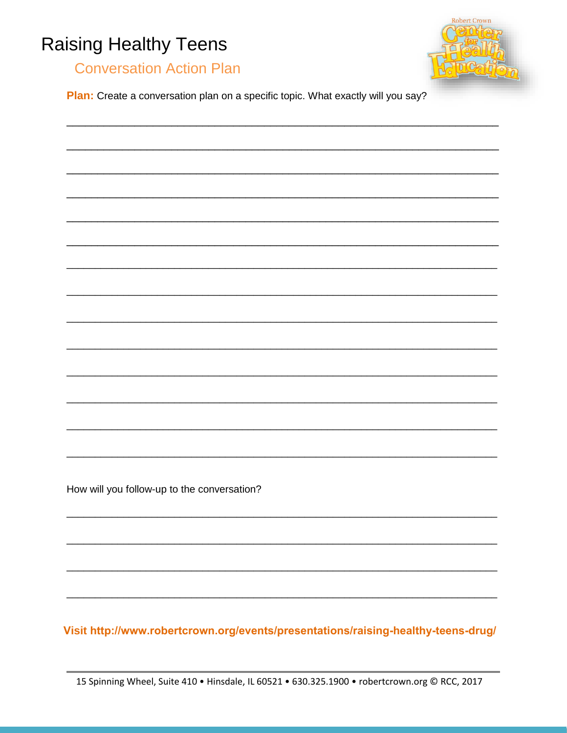# Raising Healthy Teens

## Conversation Action Plan

**Plan:** Create a conversation plan on a specific topic. What exactly will you say?

______________________________________________________________________________

______________________________________________________________________________

______________________________________________________________________________

______________________________________________________________________________

______________________________________________________________________________

______________________________________________________________________________

______________________________________________________________________________

______________________________________________________________________________

______________________________________________________________________________

______________________________________________________________________________

______________________________________________________________________________

______________________________________________________________________________

______________________________________________________________________________

______________________________________________________________________________

How will you follow-up to the conversation?

______________________________________________________________________________

______________________________________________________________________________

______________________________________________________________________________

______________________________________________________________________________

**Visit http://www.robertcrown.org/events/presentations/raising-healthy-teens-drug/**

15 Spinning Wheel, Suite 410 • Hinsdale, IL 60521 • 630.325.1900 • robertcrown.org © RCC, 2017